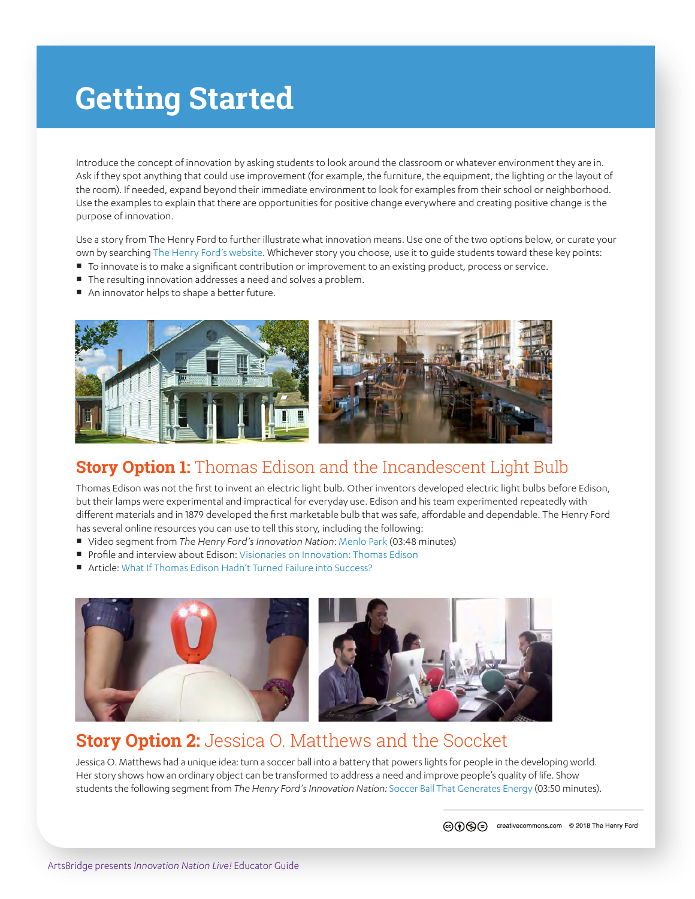# Getting Started

Introduce the concept of innovation by asking students to look around the classroom or whatever environment they are in. Ask if they spot anything that could use improvement (for example, the furniture, the equipment, the lighting or the layout of the room). If needed, expand beyond their immediate environment to look for examples from their school or neighborhood. Use the examples to explain that there are opportunities for positive change everywhere and creating positive change is the purpose of innovation.

Use a story from The Henry Ford to further illustrate what innovation means. Use one of the two options below, or curate your own by searching The Henry Ford's website. Whichever story you choose, use it to guide students toward these key points:

- To innovate is to make a significant contribution or improvement to an existing product, process or service.
- The resulting innovation addresses a need and solves a problem.
- An innovator helps to shape a better future.

## **Story Option 1:** Thomas Edison and the Incandescent Light Bulb

Thomas Edison was not the first to invent an electric light bulb. Other inventors developed electric light bulbs before Edison, but their lamps were experimental and impractical for everyday use. Edison and his team experimented repeatedly with different materials and in 1879 developed the first marketable bulb that was safe, affordable and dependable. The Henry Ford has several online resources you can use to tell this story, including the following:

- Video segment from *The Henry Ford's Innovation Nation*: Menlo Park (03:48 minutes)
- Profile and interview about Edison: Visionaries on Innovation: Thomas Edison
- Article: What If Thomas Edison Hadn't Turned Failure into Success?

## **Story Option 2:** Jessica O. Matthews and the Soccket

Jessica O. Matthews had a unique idea: turn a soccer ball into a battery that powers lights for people in the developing world. Her story shows how an ordinary object can be transformed to address a need and improve people's quality of life. Show students the following segment from *The Henry Ford's Innovation Nation:* Soccer Ball That Generates Energy (03:50 minutes).

creativecommons.com © 2018 The Henry Ford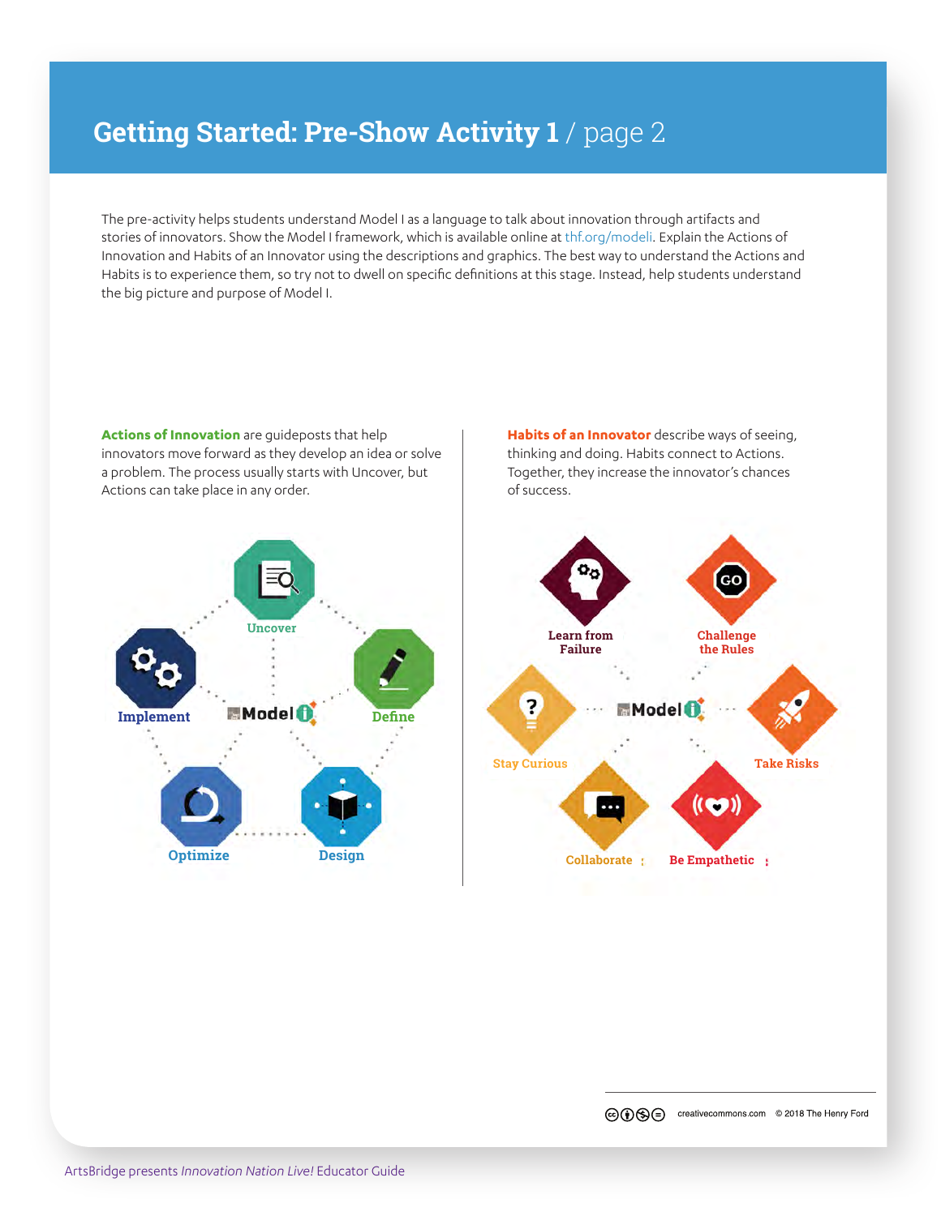# Getting Started: Pre-Show Activity 1 / page 2

The pre-activity helps students understand Model I as a language to talk about innovation through artifacts and stories of innovators. Show the Model I framework, which is available online at thf.org/modeli. Explain the Actions of Innovation and Habits of an Innovator using the descriptions and graphics. The best way to understand the Actions and Habits is to experience them, so try not to dwell on specific definitions at this stage. Instead, help students understand the big picture and purpose of Model I.

**Actions of Innovation** are guideposts that help innovators move forward as they develop an idea or solve a problem. The process usually starts with Uncover, but Actions can take place in any order.

Uncover
Implement
Model i
Define
Optimize
Design

**Habits of an Innovator** describe ways of seeing, thinking and doing. Habits connect to Actions. Together, they increase the innovator's chances of success.

Learn from Failure
Challenge the Rules
Stay Curious
Model i
Take Risks
Collaborate
Be Empathetic

creativecommons.com © 2018 The Henry Ford

ArtsBridge presents *Innovation Nation Live!* Educator Guide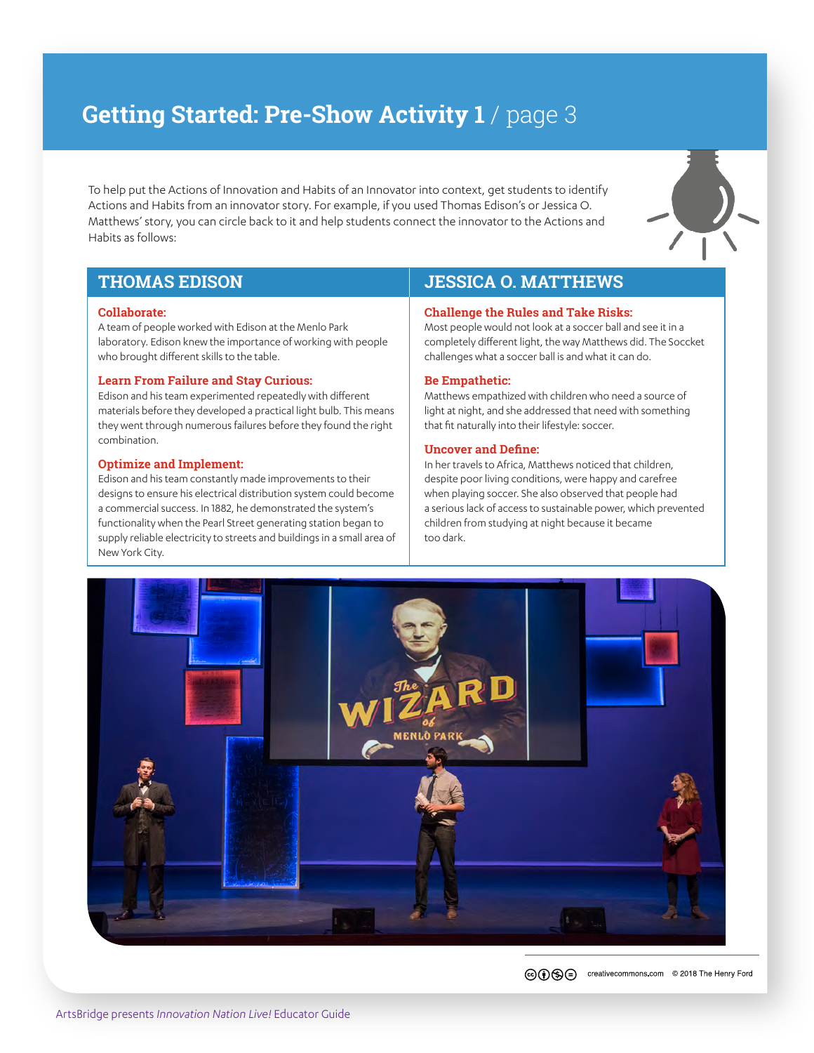# Getting Started: Pre-Show Activity 1 / page 3

To help put the Actions of Innovation and Habits of an Innovator into context, get students to identify Actions and Habits from an innovator story. For example, if you used Thomas Edison's or Jessica O. Matthews' story, you can circle back to it and help students connect the innovator to the Actions and Habits as follows:

## THOMAS EDISON

**Collaborate:**
A team of people worked with Edison at the Menlo Park laboratory. Edison knew the importance of working with people who brought different skills to the table.

**Learn From Failure and Stay Curious:**
Edison and his team experimented repeatedly with different materials before they developed a practical light bulb. This means they went through numerous failures before they found the right combination.

**Optimize and Implement:**
Edison and his team constantly made improvements to their designs to ensure his electrical distribution system could become a commercial success. In 1882, he demonstrated the system's functionality when the Pearl Street generating station began to supply reliable electricity to streets and buildings in a small area of New York City.

## JESSICA O. MATTHEWS

**Challenge the Rules and Take Risks:**
Most people would not look at a soccer ball and see it in a completely different light, the way Matthews did. The Soccket challenges what a soccer ball is and what it can do.

**Be Empathetic:**
Matthews empathized with children who need a source of light at night, and she addressed that need with something that fit naturally into their lifestyle: soccer.

**Uncover and Define:**
In her travels to Africa, Matthews noticed that children, despite poor living conditions, were happy and carefree when playing soccer. She also observed that people had a serious lack of access to sustainable power, which prevented children from studying at night because it became too dark.

creativecommons.com © 2018 The Henry Ford